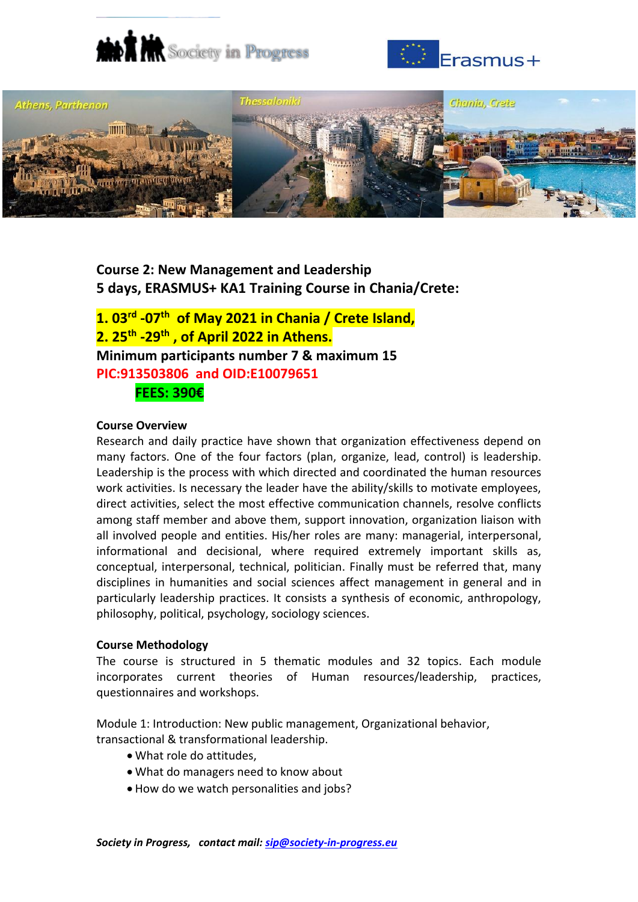Society in Progress

Erasmus+

Athens, Parthenon

Thessaloniki

Chania, Crete

**Course 2: New Management and Leadership**
**5 days, ERASMUS+ KA1 Training Course in Chania/Crete:**

**1. 03rd -07th of May 2021 in Chania / Crete Island,**
**2. 25th -29th , of April 2022 in Athens.**
**Minimum participants number 7 & maximum 15**
**PIC:913503806 and OID:E10079651**
**FEES: 390€**

**Course Overview**

Research and daily practice have shown that organization effectiveness depend on many factors. One of the four factors (plan, organize, lead, control) is leadership. Leadership is the process with which directed and coordinated the human resources work activities. Is necessary the leader have the ability/skills to motivate employees, direct activities, select the most effective communication channels, resolve conflicts among staff member and above them, support innovation, organization liaison with all involved people and entities. His/her roles are many: managerial, interpersonal, informational and decisional, where required extremely important skills as, conceptual, interpersonal, technical, politician. Finally must be referred that, many disciplines in humanities and social sciences affect management in general and in particularly leadership practices. It consists a synthesis of economic, anthropology, philosophy, political, psychology, sociology sciences.

**Course Methodology**

The course is structured in 5 thematic modules and 32 topics. Each module incorporates current theories of Human resources/leadership, practices, questionnaires and workshops.

Module 1: Introduction: New public management, Organizational behavior, transactional & transformational leadership.

- What role do attitudes,
- What do managers need to know about
- How do we watch personalities and jobs?

***Society in Progress, contact mail: sip@society-in-progress.eu***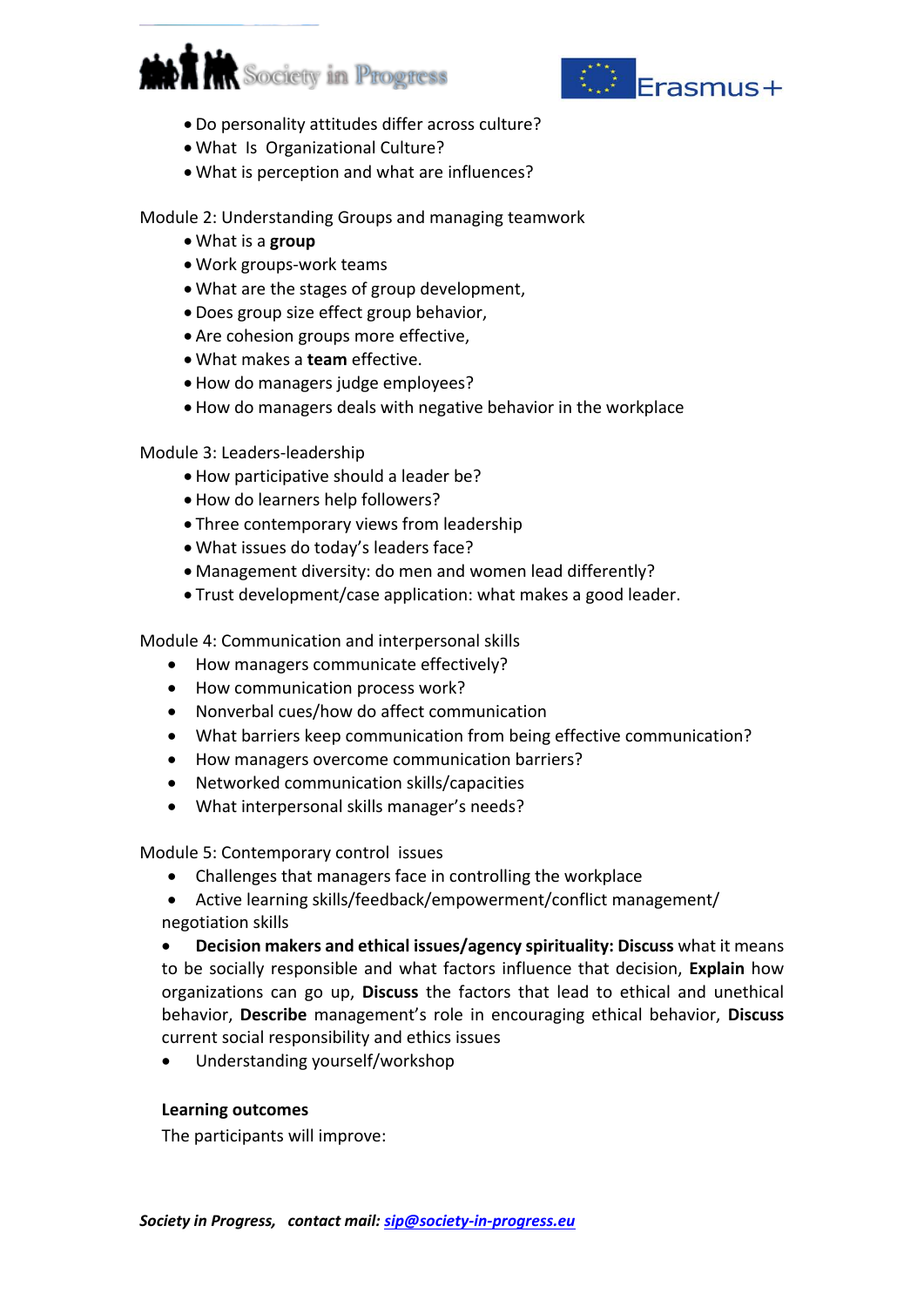- Do personality attitudes differ across culture?
- What Is Organizational Culture?
- What is perception and what are influences?

Module 2: Understanding Groups and managing teamwork

- What is a **group**
- Work groups-work teams
- What are the stages of group development,
- Does group size effect group behavior,
- Are cohesion groups more effective,
- What makes a **team** effective.
- How do managers judge employees?
- How do managers deals with negative behavior in the workplace

Module 3: Leaders-leadership

- How participative should a leader be?
- How do learners help followers?
- Three contemporary views from leadership
- What issues do today's leaders face?
- Management diversity: do men and women lead differently?
- Trust development/case application: what makes a good leader.

Module 4: Communication and interpersonal skills

- How managers communicate effectively?
- How communication process work?
- Nonverbal cues/how do affect communication
- What barriers keep communication from being effective communication?
- How managers overcome communication barriers?
- Networked communication skills/capacities
- What interpersonal skills manager's needs?

Module 5: Contemporary control issues

- Challenges that managers face in controlling the workplace
- Active learning skills/feedback/empowerment/conflict management/ negotiation skills
- **Decision makers and ethical issues/agency spirituality: Discuss** what it means to be socially responsible and what factors influence that decision, **Explain** how organizations can go up, **Discuss** the factors that lead to ethical and unethical behavior, **Describe** management's role in encouraging ethical behavior, **Discuss** current social responsibility and ethics issues
- Understanding yourself/workshop

**Learning outcomes**

The participants will improve: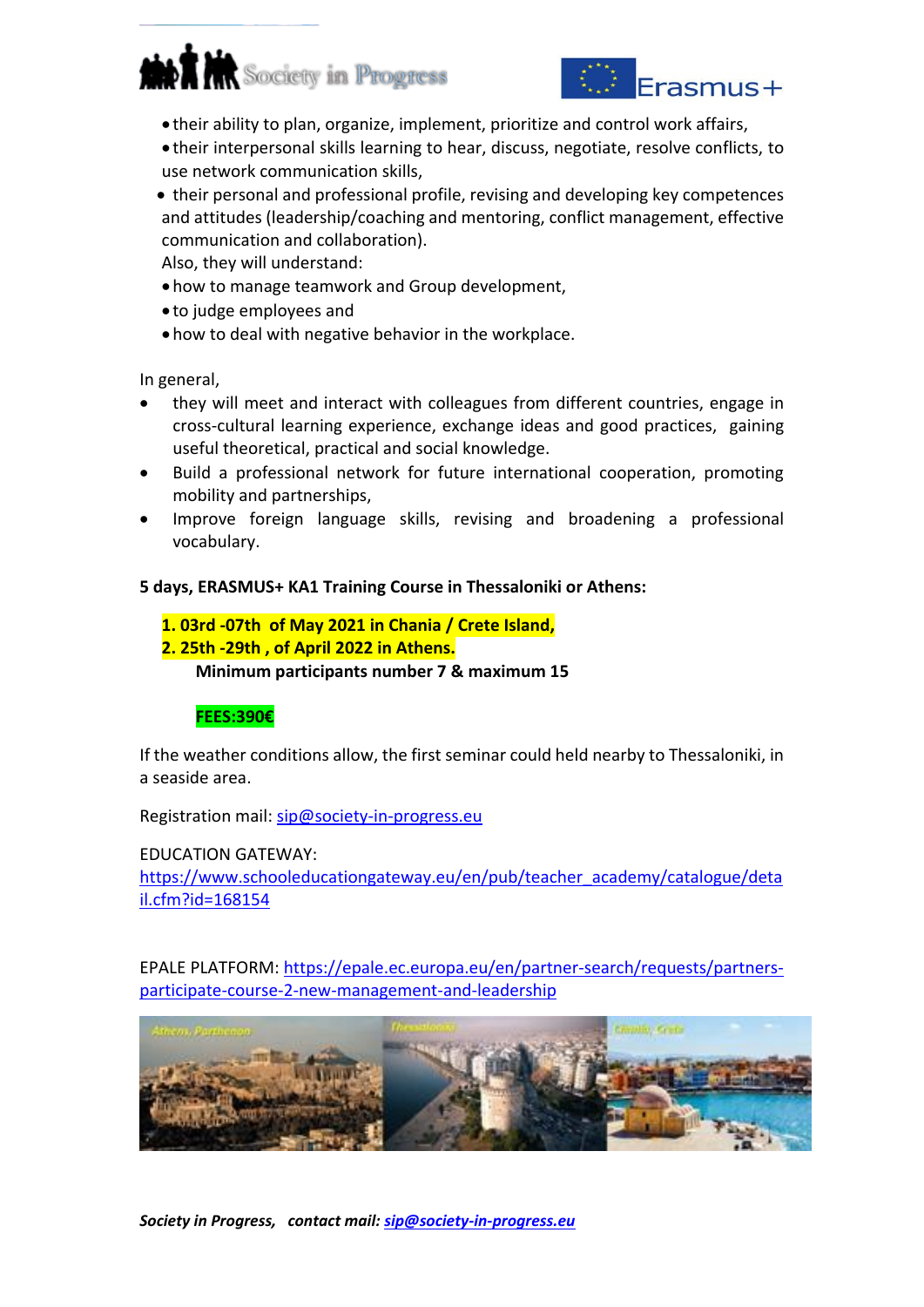- their ability to plan, organize, implement, prioritize and control work affairs,
- their interpersonal skills learning to hear, discuss, negotiate, resolve conflicts, to use network communication skills,
- their personal and professional profile, revising and developing key competences and attitudes (leadership/coaching and mentoring, conflict management, effective communication and collaboration).

Also, they will understand:

- how to manage teamwork and Group development,
- to judge employees and
- how to deal with negative behavior in the workplace.

In general,

- they will meet and interact with colleagues from different countries, engage in cross-cultural learning experience, exchange ideas and good practices, gaining useful theoretical, practical and social knowledge.
- Build a professional network for future international cooperation, promoting mobility and partnerships,
- Improve foreign language skills, revising and broadening a professional vocabulary.

**5 days, ERASMUS+ KA1 Training Course in Thessaloniki or Athens:**

**1. 03rd -07th of May 2021 in Chania / Crete Island,**
**2. 25th -29th , of April 2022 in Athens.**

**Minimum participants number 7 & maximum 15**

**FEES:390€**

If the weather conditions allow, the first seminar could held nearby to Thessaloniki, in a seaside area.

Registration mail: sip@society-in-progress.eu

EDUCATION GATEWAY:
https://www.schooleducationgateway.eu/en/pub/teacher_academy/catalogue/detail.cfm?id=168154

EPALE PLATFORM: https://epale.ec.europa.eu/en/partner-search/requests/partners-participate-course-2-new-management-and-leadership

Athens, Parthenon — Thessaloniki — Chania, Crete

***Society in Progress, contact mail: sip@society-in-progress.eu***